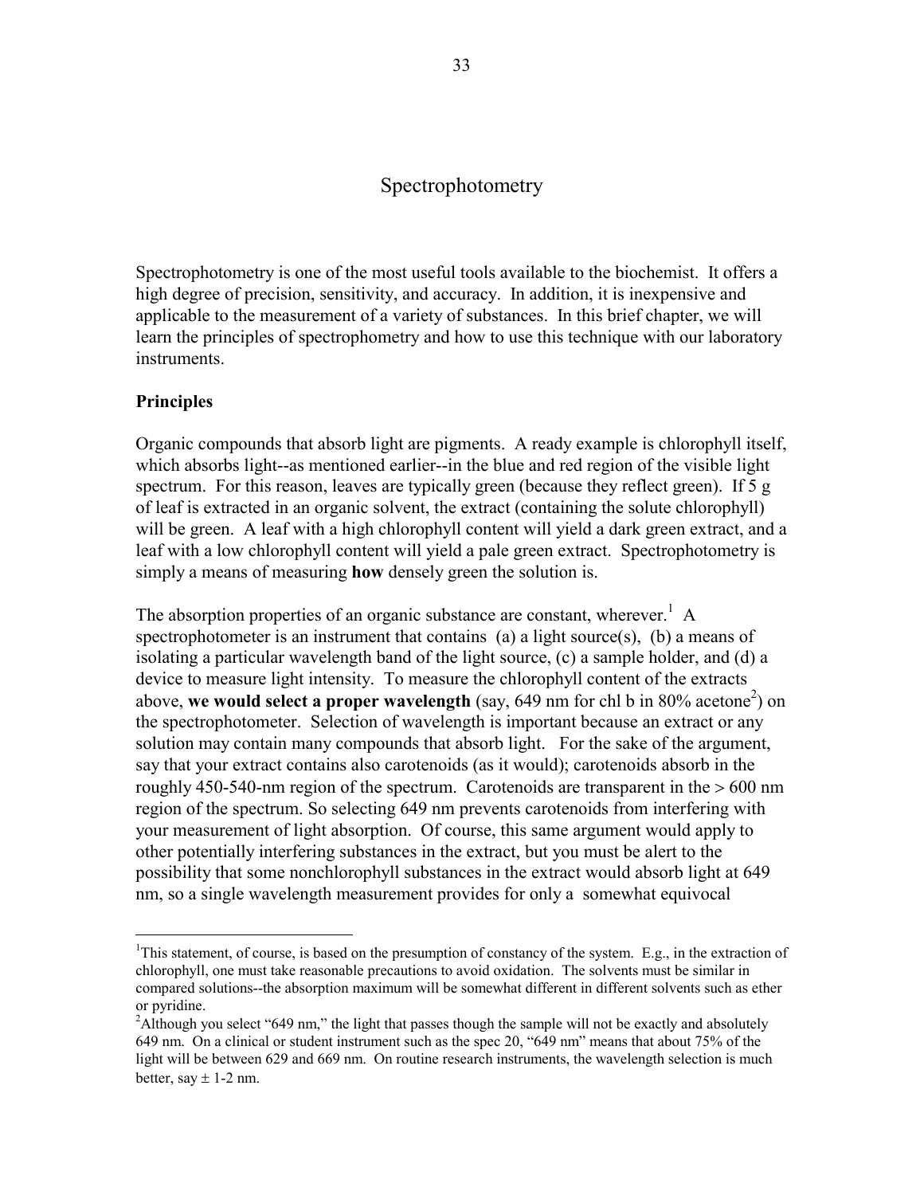# Spectrophotometry

Spectrophotometry is one of the most useful tools available to the biochemist. It offers a high degree of precision, sensitivity, and accuracy. In addition, it is inexpensive and applicable to the measurement of a variety of substances. In this brief chapter, we will learn the principles of spectrophotometry and how to use this technique with our laboratory instruments.

## Principles

Organic compounds that absorb light are pigments. A ready example is chlorophyll itself, which absorbs light--as mentioned earlier--in the blue and red region of the visible light spectrum. For this reason, leaves are typically green (because they reflect green). If 5 g of leaf is extracted in an organic solvent, the extract (containing the solute chlorophyll) will be green. A leaf with a high chlorophyll content will yield a dark green extract, and a leaf with a low chlorophyll content will yield a pale green extract. Spectrophotometry is simply a means of measuring **how** densely green the solution is.

The absorption properties of an organic substance are constant, wherever.[1] A spectrophotometer is an instrument that contains (a) a light source(s), (b) a means of isolating a particular wavelength band of the light source, (c) a sample holder, and (d) a device to measure light intensity. To measure the chlorophyll content of the extracts above, **we would select a proper wavelength** (say, 649 nm for chl b in 80% acetone[2]) on the spectrophotometer. Selection of wavelength is important because an extract or any solution may contain many compounds that absorb light. For the sake of the argument, say that your extract contains also carotenoids (as it would); carotenoids absorb in the roughly 450-540-nm region of the spectrum. Carotenoids are transparent in the > 600 nm region of the spectrum. So selecting 649 nm prevents carotenoids from interfering with your measurement of light absorption. Of course, this same argument would apply to other potentially interfering substances in the extract, but you must be alert to the possibility that some nonchlorophyll substances in the extract would absorb light at 649 nm, so a single wavelength measurement provides for only a somewhat equivocal

---

[1]This statement, of course, is based on the presumption of constancy of the system. E.g., in the extraction of chlorophyll, one must take reasonable precautions to avoid oxidation. The solvents must be similar in compared solutions--the absorption maximum will be somewhat different in different solvents such as ether or pyridine.

[2]Although you select "649 nm," the light that passes though the sample will not be exactly and absolutely 649 nm. On a clinical or student instrument such as the spec 20, "649 nm" means that about 75% of the light will be between 629 and 669 nm. On routine research instruments, the wavelength selection is much better, say ± 1-2 nm.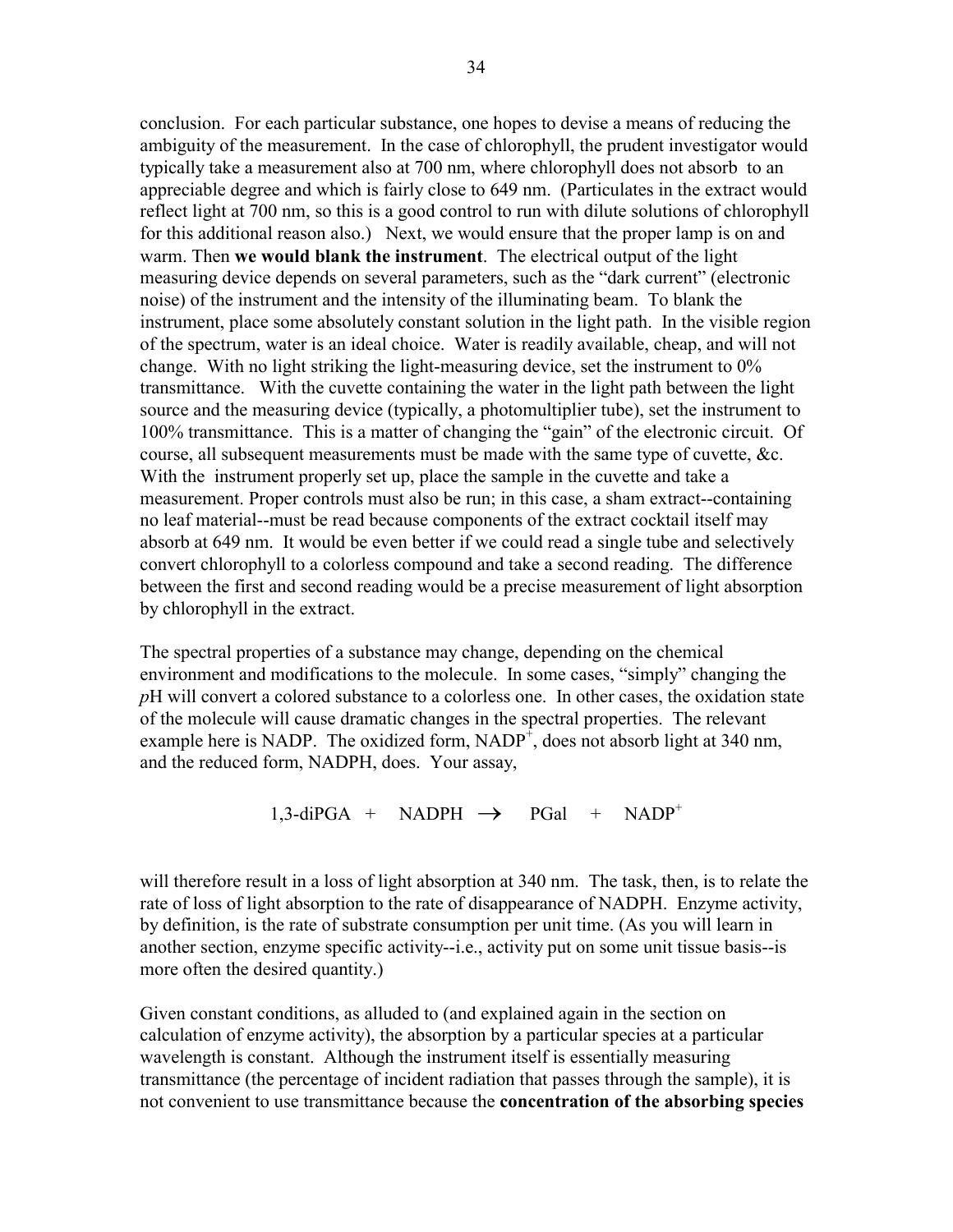conclusion. For each particular substance, one hopes to devise a means of reducing the ambiguity of the measurement. In the case of chlorophyll, the prudent investigator would typically take a measurement also at 700 nm, where chlorophyll does not absorb to an appreciable degree and which is fairly close to 649 nm. (Particulates in the extract would reflect light at 700 nm, so this is a good control to run with dilute solutions of chlorophyll for this additional reason also.) Next, we would ensure that the proper lamp is on and warm. Then **we would blank the instrument**. The electrical output of the light measuring device depends on several parameters, such as the "dark current" (electronic noise) of the instrument and the intensity of the illuminating beam. To blank the instrument, place some absolutely constant solution in the light path. In the visible region of the spectrum, water is an ideal choice. Water is readily available, cheap, and will not change. With no light striking the light-measuring device, set the instrument to 0% transmittance. With the cuvette containing the water in the light path between the light source and the measuring device (typically, a photomultiplier tube), set the instrument to 100% transmittance. This is a matter of changing the "gain" of the electronic circuit. Of course, all subsequent measurements must be made with the same type of cuvette, &c. With the instrument properly set up, place the sample in the cuvette and take a measurement. Proper controls must also be run; in this case, a sham extract--containing no leaf material--must be read because components of the extract cocktail itself may absorb at 649 nm. It would be even better if we could read a single tube and selectively convert chlorophyll to a colorless compound and take a second reading. The difference between the first and second reading would be a precise measurement of light absorption by chlorophyll in the extract.

The spectral properties of a substance may change, depending on the chemical environment and modifications to the molecule. In some cases, "simply" changing the *p*H will convert a colored substance to a colorless one. In other cases, the oxidation state of the molecule will cause dramatic changes in the spectral properties. The relevant example here is NADP. The oxidized form, $NADP^+$, does not absorb light at 340 nm, and the reduced form, NADPH, does. Your assay,

$$\text{1,3-diPGA} + \text{NADPH} \rightarrow \text{PGal} + \text{NADP}^+$$

will therefore result in a loss of light absorption at 340 nm. The task, then, is to relate the rate of loss of light absorption to the rate of disappearance of NADPH. Enzyme activity, by definition, is the rate of substrate consumption per unit time. (As you will learn in another section, enzyme specific activity--i.e., activity put on some unit tissue basis--is more often the desired quantity.)

Given constant conditions, as alluded to (and explained again in the section on calculation of enzyme activity), the absorption by a particular species at a particular wavelength is constant. Although the instrument itself is essentially measuring transmittance (the percentage of incident radiation that passes through the sample), it is not convenient to use transmittance because the **concentration of the absorbing species**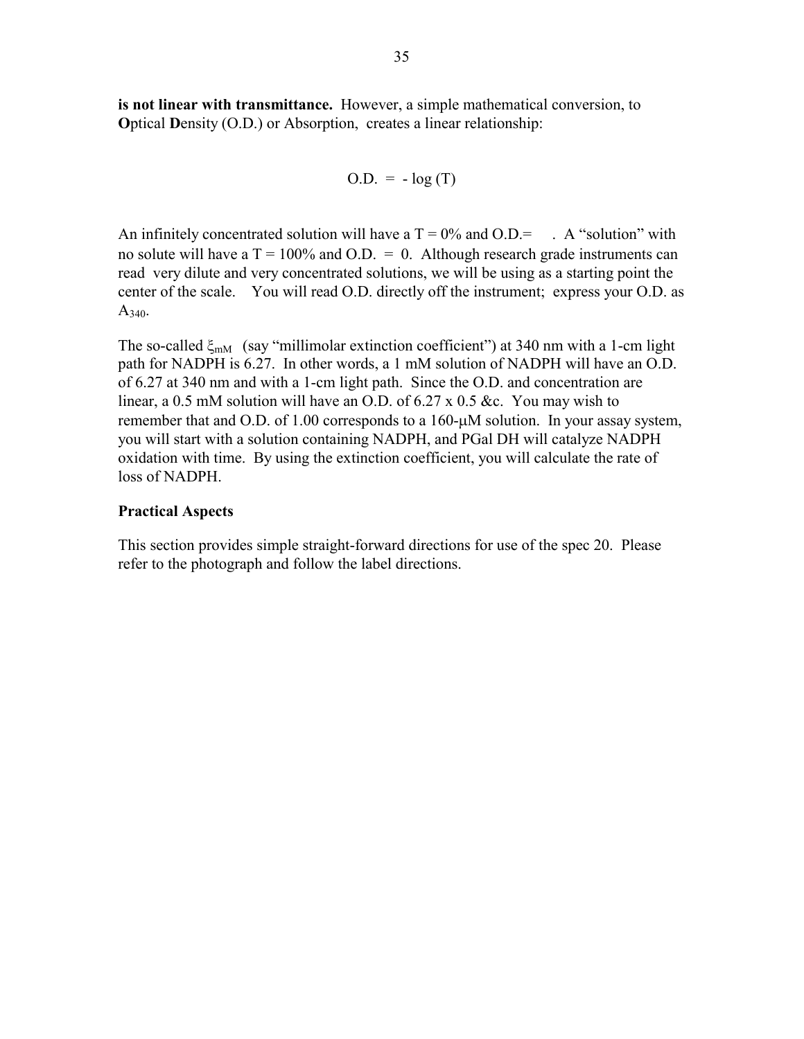**is not linear with transmittance.** However, a simple mathematical conversion, to **O**ptical **D**ensity (O.D.) or Absorption, creates a linear relationship:

$$\text{O.D.} = -\log(T)$$

An infinitely concentrated solution will have a T = 0% and O.D.= . A "solution" with no solute will have a T = 100% and O.D. = 0. Although research grade instruments can read very dilute and very concentrated solutions, we will be using as a starting point the center of the scale. You will read O.D. directly off the instrument; express your O.D. as $A_{340}$.

The so-called $\xi_{mM}$ (say "millimolar extinction coefficient") at 340 nm with a 1-cm light path for NADPH is 6.27. In other words, a 1 mM solution of NADPH will have an O.D. of 6.27 at 340 nm and with a 1-cm light path. Since the O.D. and concentration are linear, a 0.5 mM solution will have an O.D. of 6.27 x 0.5 &c. You may wish to remember that and O.D. of 1.00 corresponds to a 160-μM solution. In your assay system, you will start with a solution containing NADPH, and PGal DH will catalyze NADPH oxidation with time. By using the extinction coefficient, you will calculate the rate of loss of NADPH.

**Practical Aspects**

This section provides simple straight-forward directions for use of the spec 20. Please refer to the photograph and follow the label directions.